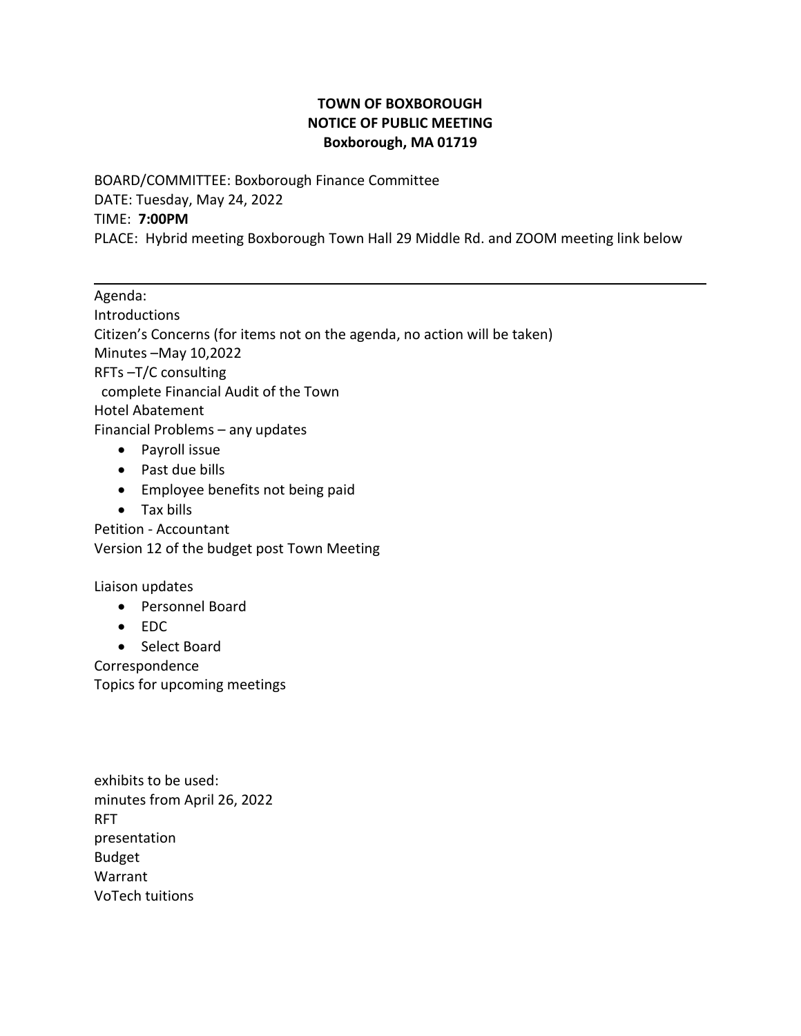**TOWN OF BOXBOROUGH**
**NOTICE OF PUBLIC MEETING**
**Boxborough, MA 01719**

BOARD/COMMITTEE: Boxborough Finance Committee
DATE: Tuesday, May 24, 2022
TIME: **7:00PM**
PLACE: Hybrid meeting Boxborough Town Hall 29 Middle Rd. and ZOOM meeting link below

---

Agenda:
Introductions
Citizen's Concerns (for items not on the agenda, no action will be taken)
Minutes –May 10,2022
RFTs –T/C consulting
complete Financial Audit of the Town
Hotel Abatement
Financial Problems – any updates

- Payroll issue
- Past due bills
- Employee benefits not being paid
- Tax bills

Petition - Accountant
Version 12 of the budget post Town Meeting

Liaison updates

- Personnel Board
- EDC
- Select Board

Correspondence
Topics for upcoming meetings

exhibits to be used:
minutes from April 26, 2022
RFT
presentation
Budget
Warrant
VoTech tuitions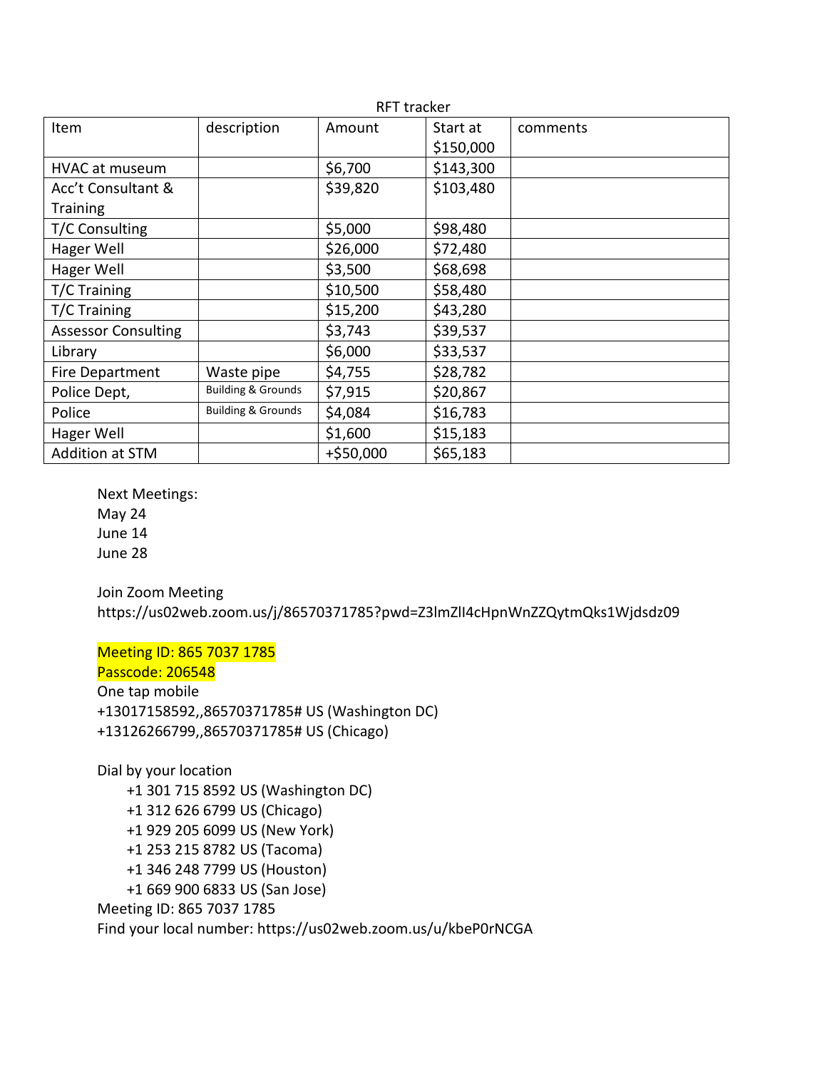RFT tracker

| Item | description | Amount | Start at $150,000 | comments |
|---|---|---|---|---|
| HVAC at museum | | $6,700 | $143,300 | |
| Acc't Consultant & Training | | $39,820 | $103,480 | |
| T/C Consulting | | $5,000 | $98,480 | |
| Hager Well | | $26,000 | $72,480 | |
| Hager Well | | $3,500 | $68,698 | |
| T/C Training | | $10,500 | $58,480 | |
| T/C Training | | $15,200 | $43,280 | |
| Assessor Consulting | | $3,743 | $39,537 | |
| Library | | $6,000 | $33,537 | |
| Fire Department | Waste pipe | $4,755 | $28,782 | |
| Police Dept, | Building & Grounds | $7,915 | $20,867 | |
| Police | Building & Grounds | $4,084 | $16,783 | |
| Hager Well | | $1,600 | $15,183 | |
| Addition at STM | | +$50,000 | $65,183 | |

Next Meetings:
May 24
June 14
June 28

Join Zoom Meeting
https://us02web.zoom.us/j/86570371785?pwd=Z3lmZlI4cHpnWnZZQytmQks1Wjdsdz09

Meeting ID: 865 7037 1785
Passcode: 206548
One tap mobile
+13017158592,,86570371785# US (Washington DC)
+13126266799,,86570371785# US (Chicago)

Dial by your location
+1 301 715 8592 US (Washington DC)
+1 312 626 6799 US (Chicago)
+1 929 205 6099 US (New York)
+1 253 215 8782 US (Tacoma)
+1 346 248 7799 US (Houston)
+1 669 900 6833 US (San Jose)
Meeting ID: 865 7037 1785
Find your local number: https://us02web.zoom.us/u/kbeP0rNCGA